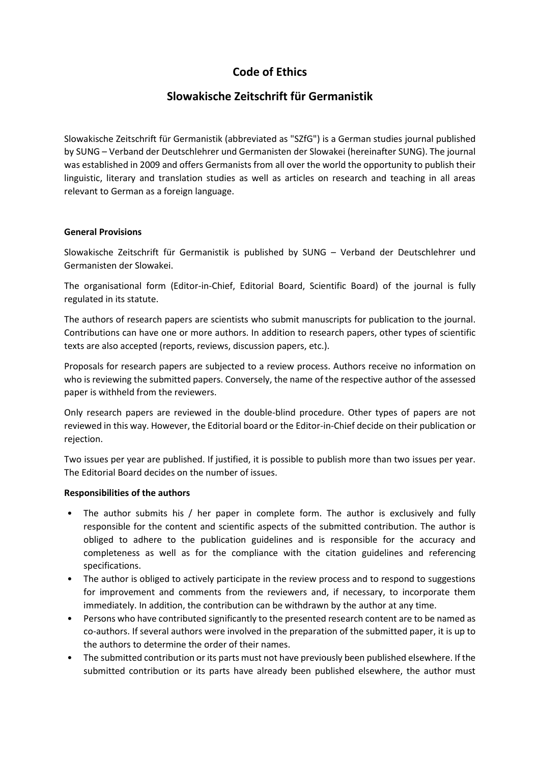# Code of Ethics

# Slowakische Zeitschrift für Germanistik

Slowakische Zeitschrift für Germanistik (abbreviated as "SZfG") is a German studies journal published by SUNG – Verband der Deutschlehrer und Germanisten der Slowakei (hereinafter SUNG). The journal was established in 2009 and offers Germanists from all over the world the opportunity to publish their linguistic, literary and translation studies as well as articles on research and teaching in all areas relevant to German as a foreign language.

**General Provisions**

Slowakische Zeitschrift für Germanistik is published by SUNG – Verband der Deutschlehrer und Germanisten der Slowakei.

The organisational form (Editor-in-Chief, Editorial Board, Scientific Board) of the journal is fully regulated in its statute.

The authors of research papers are scientists who submit manuscripts for publication to the journal. Contributions can have one or more authors. In addition to research papers, other types of scientific texts are also accepted (reports, reviews, discussion papers, etc.).

Proposals for research papers are subjected to a review process. Authors receive no information on who is reviewing the submitted papers. Conversely, the name of the respective author of the assessed paper is withheld from the reviewers.

Only research papers are reviewed in the double-blind procedure. Other types of papers are not reviewed in this way. However, the Editorial board or the Editor-in-Chief decide on their publication or rejection.

Two issues per year are published. If justified, it is possible to publish more than two issues per year. The Editorial Board decides on the number of issues.

**Responsibilities of the authors**

- The author submits his / her paper in complete form. The author is exclusively and fully responsible for the content and scientific aspects of the submitted contribution. The author is obliged to adhere to the publication guidelines and is responsible for the accuracy and completeness as well as for the compliance with the citation guidelines and referencing specifications.
- The author is obliged to actively participate in the review process and to respond to suggestions for improvement and comments from the reviewers and, if necessary, to incorporate them immediately. In addition, the contribution can be withdrawn by the author at any time.
- Persons who have contributed significantly to the presented research content are to be named as co-authors. If several authors were involved in the preparation of the submitted paper, it is up to the authors to determine the order of their names.
- The submitted contribution or its parts must not have previously been published elsewhere. If the submitted contribution or its parts have already been published elsewhere, the author must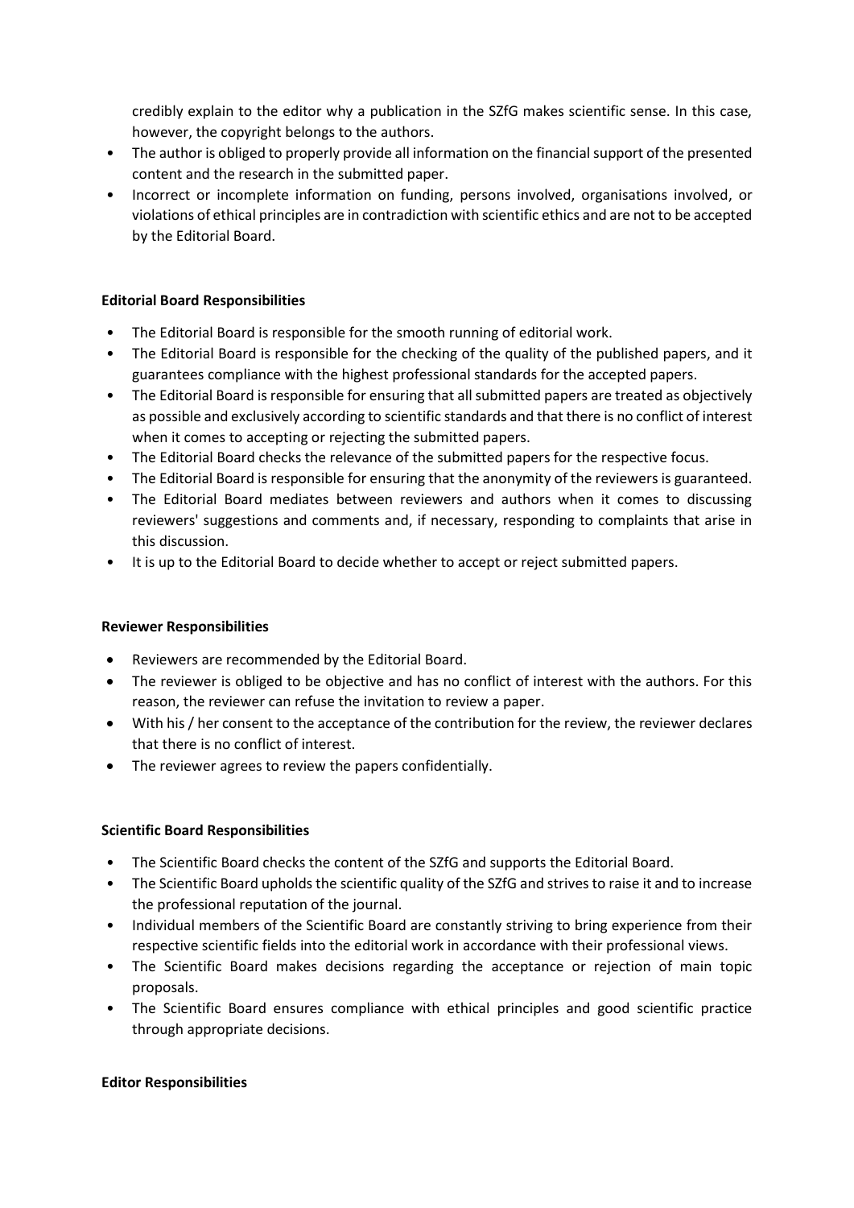credibly explain to the editor why a publication in the SZfG makes scientific sense. In this case, however, the copyright belongs to the authors.

- The author is obliged to properly provide all information on the financial support of the presented content and the research in the submitted paper.
- Incorrect or incomplete information on funding, persons involved, organisations involved, or violations of ethical principles are in contradiction with scientific ethics and are not to be accepted by the Editorial Board.

**Editorial Board Responsibilities**

- The Editorial Board is responsible for the smooth running of editorial work.
- The Editorial Board is responsible for the checking of the quality of the published papers, and it guarantees compliance with the highest professional standards for the accepted papers.
- The Editorial Board is responsible for ensuring that all submitted papers are treated as objectively as possible and exclusively according to scientific standards and that there is no conflict of interest when it comes to accepting or rejecting the submitted papers.
- The Editorial Board checks the relevance of the submitted papers for the respective focus.
- The Editorial Board is responsible for ensuring that the anonymity of the reviewers is guaranteed.
- The Editorial Board mediates between reviewers and authors when it comes to discussing reviewers' suggestions and comments and, if necessary, responding to complaints that arise in this discussion.
- It is up to the Editorial Board to decide whether to accept or reject submitted papers.

**Reviewer Responsibilities**

- Reviewers are recommended by the Editorial Board.
- The reviewer is obliged to be objective and has no conflict of interest with the authors. For this reason, the reviewer can refuse the invitation to review a paper.
- With his / her consent to the acceptance of the contribution for the review, the reviewer declares that there is no conflict of interest.
- The reviewer agrees to review the papers confidentially.

**Scientific Board Responsibilities**

- The Scientific Board checks the content of the SZfG and supports the Editorial Board.
- The Scientific Board upholds the scientific quality of the SZfG and strives to raise it and to increase the professional reputation of the journal.
- Individual members of the Scientific Board are constantly striving to bring experience from their respective scientific fields into the editorial work in accordance with their professional views.
- The Scientific Board makes decisions regarding the acceptance or rejection of main topic proposals.
- The Scientific Board ensures compliance with ethical principles and good scientific practice through appropriate decisions.

**Editor Responsibilities**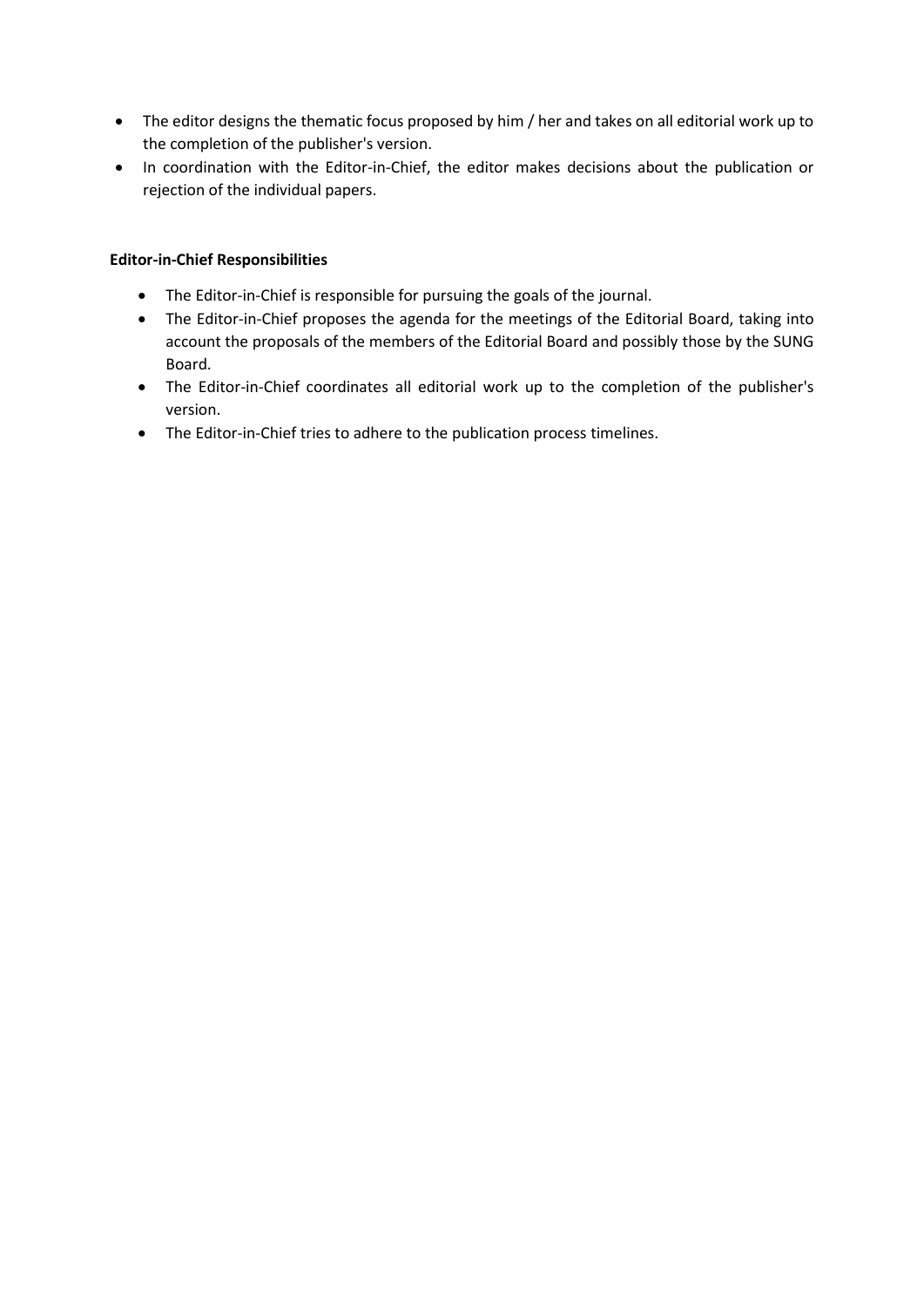- The editor designs the thematic focus proposed by him / her and takes on all editorial work up to the completion of the publisher's version.
- In coordination with the Editor-in-Chief, the editor makes decisions about the publication or rejection of the individual papers.

**Editor-in-Chief Responsibilities**

- The Editor-in-Chief is responsible for pursuing the goals of the journal.
- The Editor-in-Chief proposes the agenda for the meetings of the Editorial Board, taking into account the proposals of the members of the Editorial Board and possibly those by the SUNG Board.
- The Editor-in-Chief coordinates all editorial work up to the completion of the publisher's version.
- The Editor-in-Chief tries to adhere to the publication process timelines.